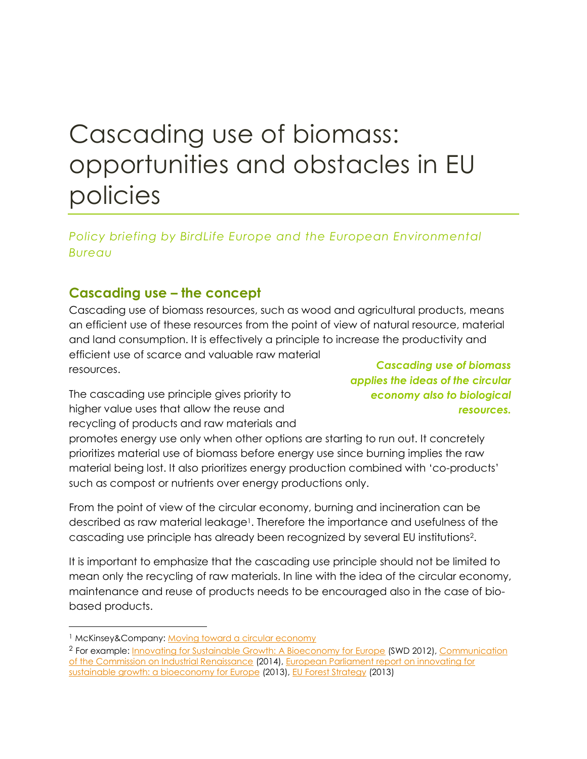# Cascading use of biomass: opportunities and obstacles in EU policies

*Policy briefing by BirdLife Europe and the European Environmental Bureau*

## Cascading use – the concept

Cascading use of biomass resources, such as wood and agricultural products, means an efficient use of these resources from the point of view of natural resource, material and land consumption. It is effectively a principle to increase the productivity and efficient use of scarce and valuable raw material resources.

***Cascading use of biomass applies the ideas of the circular economy also to biological resources.***

The cascading use principle gives priority to higher value uses that allow the reuse and recycling of products and raw materials and promotes energy use only when other options are starting to run out. It concretely prioritizes material use of biomass before energy use since burning implies the raw material being lost. It also prioritizes energy production combined with 'co-products' such as compost or nutrients over energy productions only.

From the point of view of the circular economy, burning and incineration can be described as raw material leakage[1]. Therefore the importance and usefulness of the cascading use principle has already been recognized by several EU institutions[2].

It is important to emphasize that the cascading use principle should not be limited to mean only the recycling of raw materials. In line with the idea of the circular economy, maintenance and reuse of products needs to be encouraged also in the case of bio-based products.

---

[1] McKinsey&Company: Moving toward a circular economy

[2] For example: Innovating for Sustainable Growth: A Bioeconomy for Europe (SWD 2012), Communication of the Commission on Industrial Renaissance (2014), European Parliament report on innovating for sustainable growth: a bioeconomy for Europe (2013), EU Forest Strategy (2013)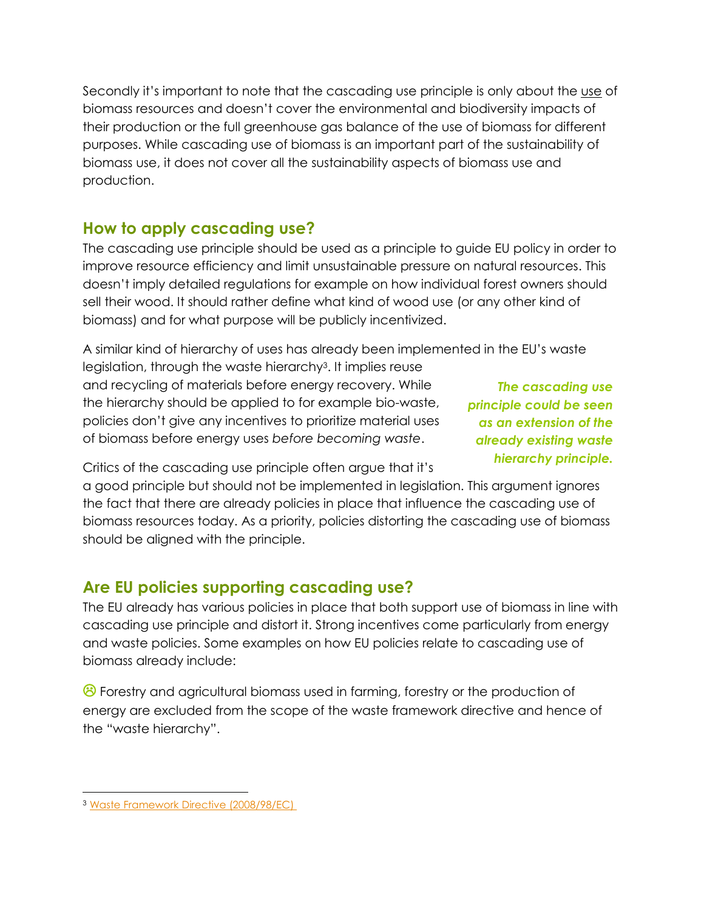Secondly it's important to note that the cascading use principle is only about the <u>use</u> of biomass resources and doesn't cover the environmental and biodiversity impacts of their production or the full greenhouse gas balance of the use of biomass for different purposes. While cascading use of biomass is an important part of the sustainability of biomass use, it does not cover all the sustainability aspects of biomass use and production.

## How to apply cascading use?

The cascading use principle should be used as a principle to guide EU policy in order to improve resource efficiency and limit unsustainable pressure on natural resources. This doesn't imply detailed regulations for example on how individual forest owners should sell their wood. It should rather define what kind of wood use (or any other kind of biomass) and for what purpose will be publicly incentivized.

A similar kind of hierarchy of uses has already been implemented in the EU's waste legislation, through the waste hierarchy[3]. It implies reuse and recycling of materials before energy recovery. While the hierarchy should be applied to for example bio-waste, policies don't give any incentives to prioritize material uses of biomass before energy uses *before becoming waste*.

***The cascading use principle could be seen as an extension of the already existing waste hierarchy principle.***

Critics of the cascading use principle often argue that it's a good principle but should not be implemented in legislation. This argument ignores the fact that there are already policies in place that influence the cascading use of biomass resources today. As a priority, policies distorting the cascading use of biomass should be aligned with the principle.

## Are EU policies supporting cascading use?

The EU already has various policies in place that both support use of biomass in line with cascading use principle and distort it. Strong incentives come particularly from energy and waste policies. Some examples on how EU policies relate to cascading use of biomass already include:

☹ Forestry and agricultural biomass used in farming, forestry or the production of energy are excluded from the scope of the waste framework directive and hence of the "waste hierarchy".

[3] Waste Framework Directive (2008/98/EC)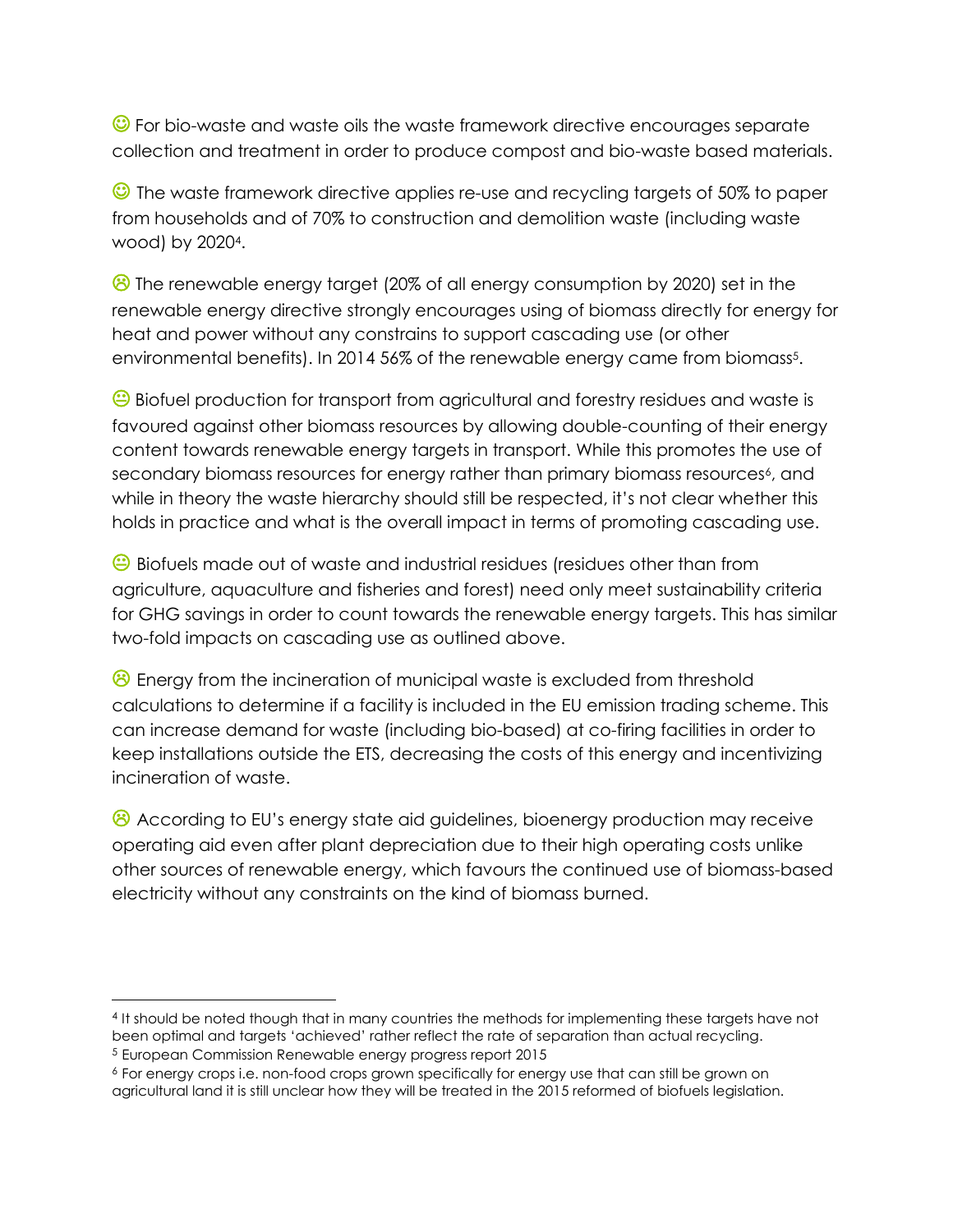☺ For bio-waste and waste oils the waste framework directive encourages separate collection and treatment in order to produce compost and bio-waste based materials.

☺ The waste framework directive applies re-use and recycling targets of 50% to paper from households and of 70% to construction and demolition waste (including waste wood) by 2020[4].

☹ The renewable energy target (20% of all energy consumption by 2020) set in the renewable energy directive strongly encourages using of biomass directly for energy for heat and power without any constrains to support cascading use (or other environmental benefits). In 2014 56% of the renewable energy came from biomass[5].

😐 Biofuel production for transport from agricultural and forestry residues and waste is favoured against other biomass resources by allowing double-counting of their energy content towards renewable energy targets in transport. While this promotes the use of secondary biomass resources for energy rather than primary biomass resources[6], and while in theory the waste hierarchy should still be respected, it's not clear whether this holds in practice and what is the overall impact in terms of promoting cascading use.

😐 Biofuels made out of waste and industrial residues (residues other than from agriculture, aquaculture and fisheries and forest) need only meet sustainability criteria for GHG savings in order to count towards the renewable energy targets. This has similar two-fold impacts on cascading use as outlined above.

☹ Energy from the incineration of municipal waste is excluded from threshold calculations to determine if a facility is included in the EU emission trading scheme. This can increase demand for waste (including bio-based) at co-firing facilities in order to keep installations outside the ETS, decreasing the costs of this energy and incentivizing incineration of waste.

☹ According to EU's energy state aid guidelines, bioenergy production may receive operating aid even after plant depreciation due to their high operating costs unlike other sources of renewable energy, which favours the continued use of biomass-based electricity without any constraints on the kind of biomass burned.

---

[4] It should be noted though that in many countries the methods for implementing these targets have not been optimal and targets 'achieved' rather reflect the rate of separation than actual recycling.

[5] European Commission Renewable energy progress report 2015

[6] For energy crops i.e. non-food crops grown specifically for energy use that can still be grown on agricultural land it is still unclear how they will be treated in the 2015 reformed of biofuels legislation.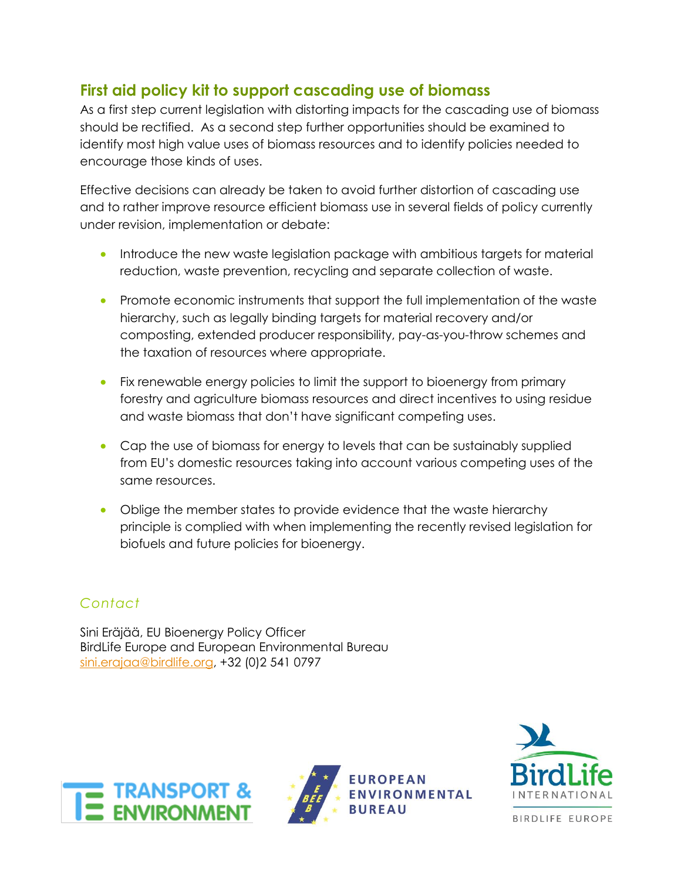## First aid policy kit to support cascading use of biomass

As a first step current legislation with distorting impacts for the cascading use of biomass should be rectified. As a second step further opportunities should be examined to identify most high value uses of biomass resources and to identify policies needed to encourage those kinds of uses.

Effective decisions can already be taken to avoid further distortion of cascading use and to rather improve resource efficient biomass use in several fields of policy currently under revision, implementation or debate:

- Introduce the new waste legislation package with ambitious targets for material reduction, waste prevention, recycling and separate collection of waste.
- Promote economic instruments that support the full implementation of the waste hierarchy, such as legally binding targets for material recovery and/or composting, extended producer responsibility, pay-as-you-throw schemes and the taxation of resources where appropriate.
- Fix renewable energy policies to limit the support to bioenergy from primary forestry and agriculture biomass resources and direct incentives to using residue and waste biomass that don't have significant competing uses.
- Cap the use of biomass for energy to levels that can be sustainably supplied from EU's domestic resources taking into account various competing uses of the same resources.
- Oblige the member states to provide evidence that the waste hierarchy principle is complied with when implementing the recently revised legislation for biofuels and future policies for bioenergy.

### *Contact*

Sini Eräjää, EU Bioenergy Policy Officer
BirdLife Europe and European Environmental Bureau
sini.erajaa@birdlife.org, +32 (0)2 541 0797

TRANSPORT & ENVIRONMENT

EUROPEAN ENVIRONMENTAL BUREAU

BirdLife INTERNATIONAL

BIRDLIFE EUROPE